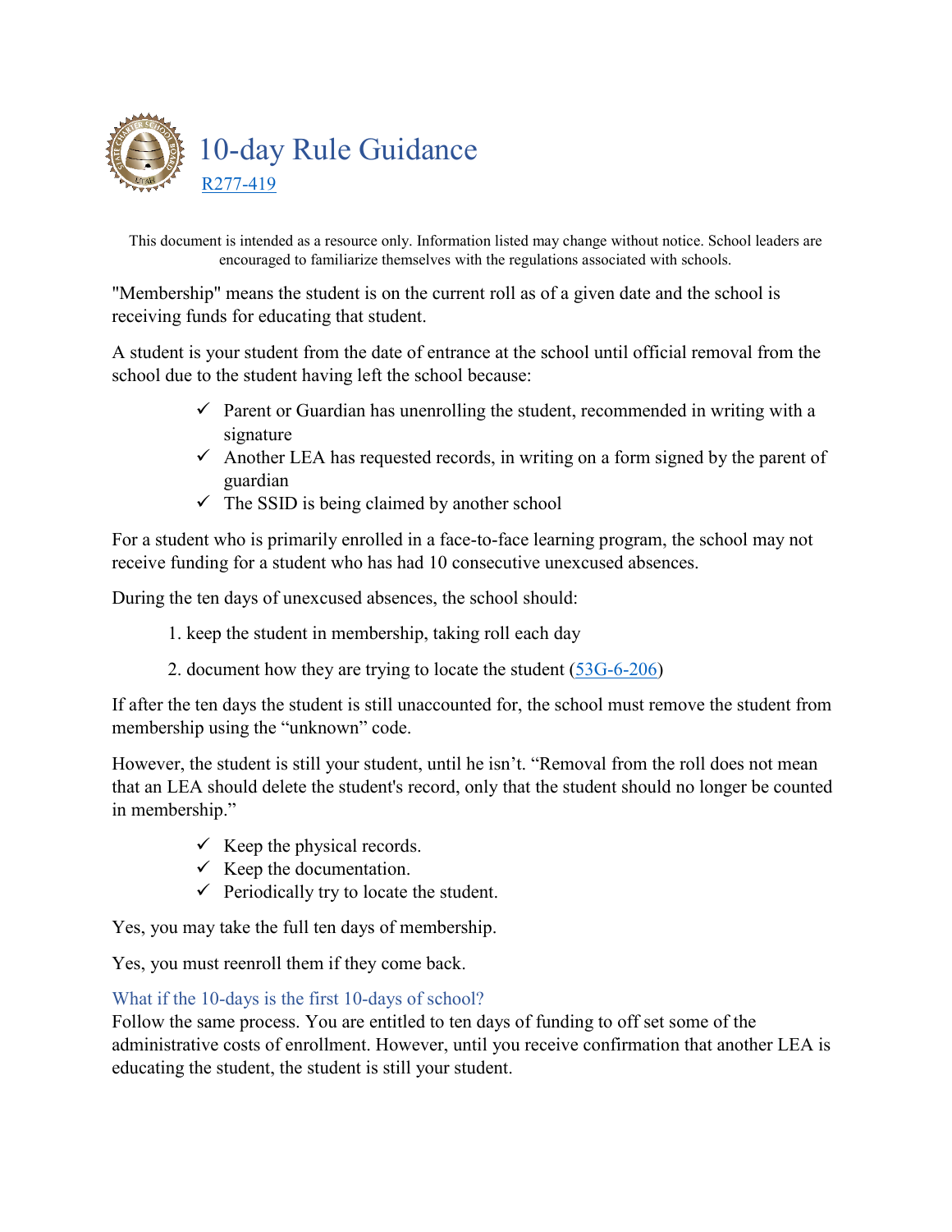# 10-day Rule Guidance

[R277-419]

This document is intended as a resource only. Information listed may change without notice. School leaders are encouraged to familiarize themselves with the regulations associated with schools.

"Membership" means the student is on the current roll as of a given date and the school is receiving funds for educating that student.

A student is your student from the date of entrance at the school until official removal from the school due to the student having left the school because:

- ✓ Parent or Guardian has unenrolling the student, recommended in writing with a signature
- ✓ Another LEA has requested records, in writing on a form signed by the parent of guardian
- ✓ The SSID is being claimed by another school

For a student who is primarily enrolled in a face-to-face learning program, the school may not receive funding for a student who has had 10 consecutive unexcused absences.

During the ten days of unexcused absences, the school should:

1. keep the student in membership, taking roll each day
2. document how they are trying to locate the student (53G-6-206)

If after the ten days the student is still unaccounted for, the school must remove the student from membership using the "unknown" code.

However, the student is still your student, until he isn't. "Removal from the roll does not mean that an LEA should delete the student's record, only that the student should no longer be counted in membership."

- ✓ Keep the physical records.
- ✓ Keep the documentation.
- ✓ Periodically try to locate the student.

Yes, you may take the full ten days of membership.

Yes, you must reenroll them if they come back.

### What if the 10-days is the first 10-days of school?

Follow the same process. You are entitled to ten days of funding to off set some of the administrative costs of enrollment. However, until you receive confirmation that another LEA is educating the student, the student is still your student.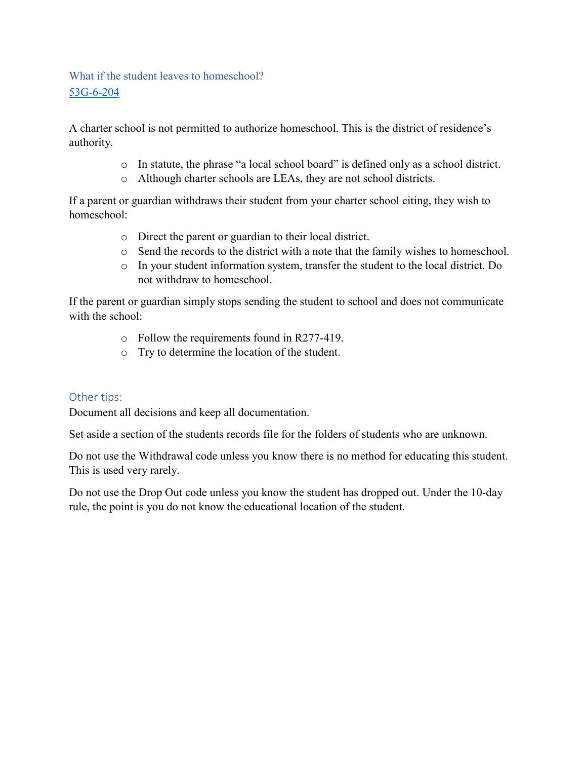### What if the student leaves to homeschool?

53G-6-204

A charter school is not permitted to authorize homeschool. This is the district of residence's authority.

- In statute, the phrase "a local school board" is defined only as a school district.
- Although charter schools are LEAs, they are not school districts.

If a parent or guardian withdraws their student from your charter school citing, they wish to homeschool:

- Direct the parent or guardian to their local district.
- Send the records to the district with a note that the family wishes to homeschool.
- In your student information system, transfer the student to the local district. Do not withdraw to homeschool.

If the parent or guardian simply stops sending the student to school and does not communicate with the school:

- Follow the requirements found in R277-419.
- Try to determine the location of the student.

### Other tips:

Document all decisions and keep all documentation.

Set aside a section of the students records file for the folders of students who are unknown.

Do not use the Withdrawal code unless you know there is no method for educating this student. This is used very rarely.

Do not use the Drop Out code unless you know the student has dropped out. Under the 10-day rule, the point is you do not know the educational location of the student.